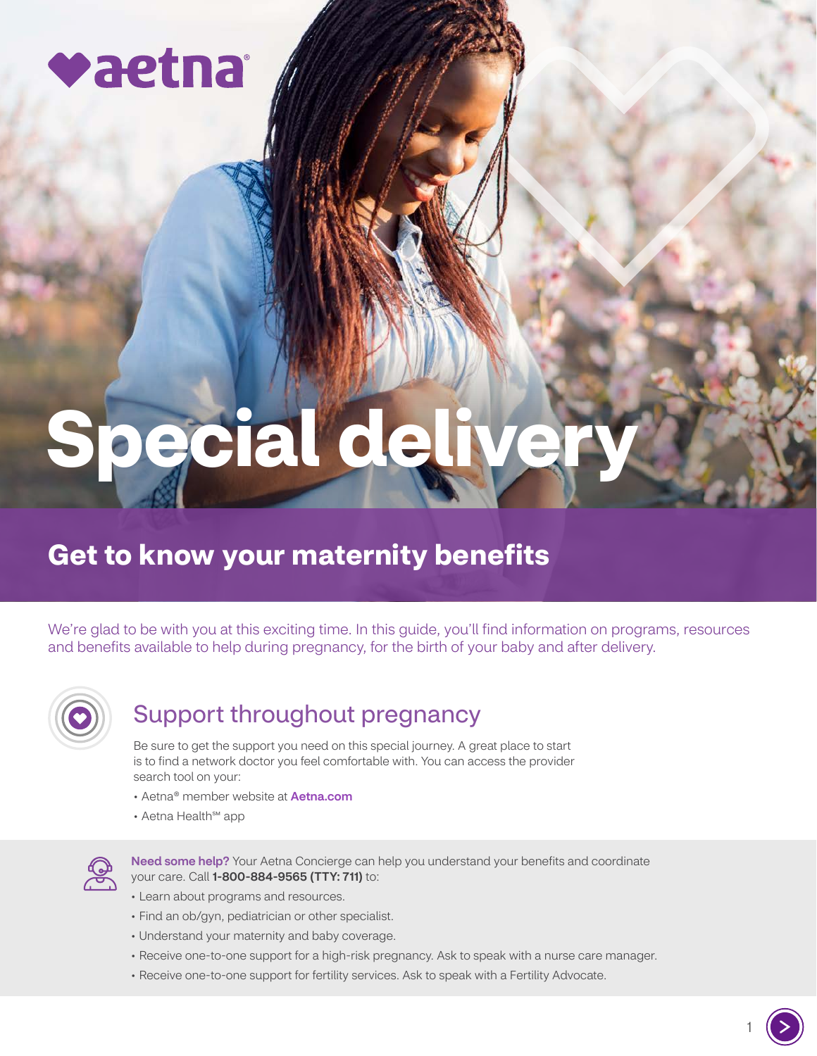# Special delivery

## Get to know your maternity benefits

We're glad to be with you at this exciting time. In this guide, you'll find information on programs, resources and benefits available to help during pregnancy, for the birth of your baby and after delivery.

## Support throughout pregnancy

Be sure to get the support you need on this special journey. A great place to start is to find a network doctor you feel comfortable with. You can access the provider search tool on your:

- Aetna® member website at **Aetna.com**
- Aetna Health℠ app

**Need some help?** Your Aetna Concierge can help you understand your benefits and coordinate your care. Call **1-800-884-9565 (TTY: 711)** to:

- Learn about programs and resources.
- Find an ob/gyn, pediatrician or other specialist.
- Understand your maternity and baby coverage.
- Receive one-to-one support for a high-risk pregnancy. Ask to speak with a nurse care manager.
- Receive one-to-one support for fertility services. Ask to speak with a Fertility Advocate.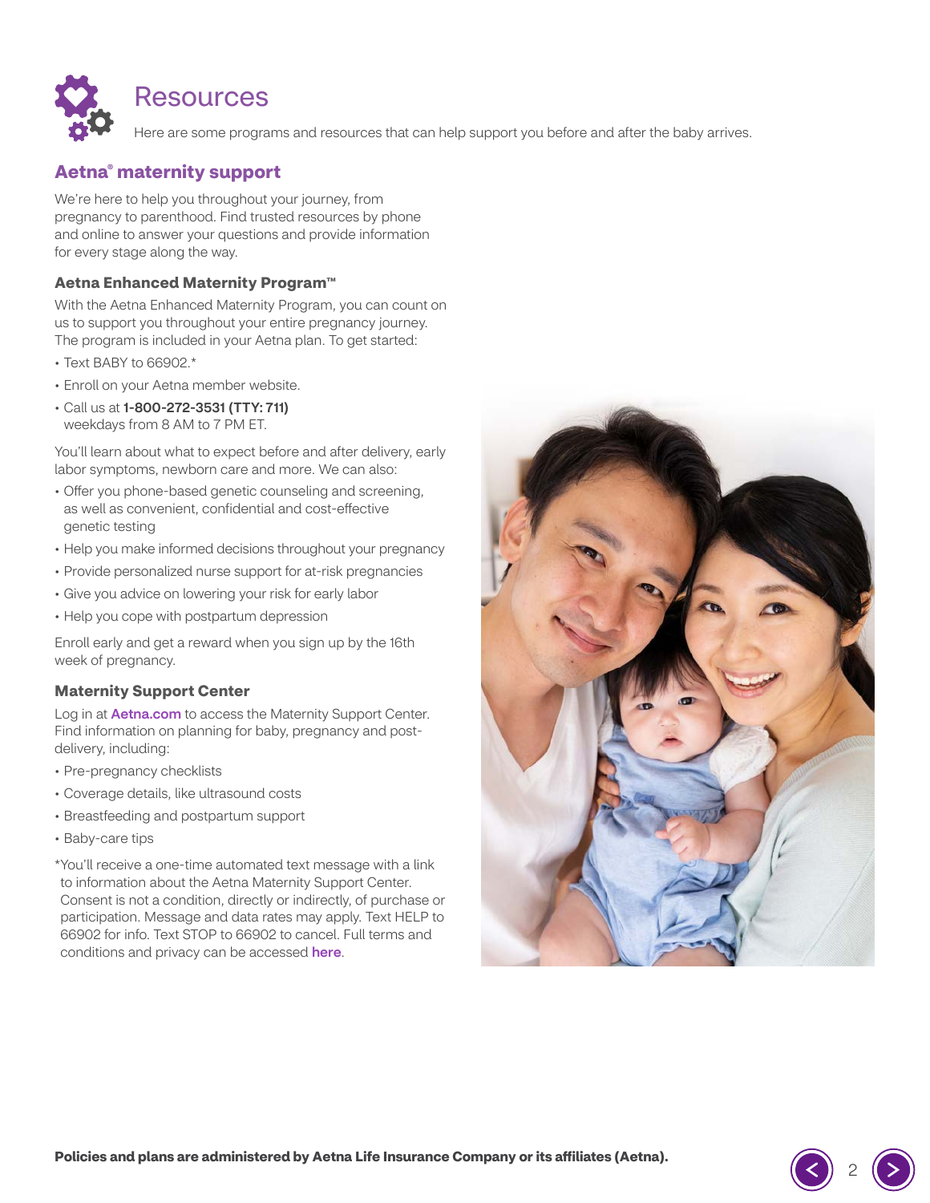# Resources

Here are some programs and resources that can help support you before and after the baby arrives.

## Aetna® maternity support

We're here to help you throughout your journey, from pregnancy to parenthood. Find trusted resources by phone and online to answer your questions and provide information for every stage along the way.

### Aetna Enhanced Maternity Program™

With the Aetna Enhanced Maternity Program, you can count on us to support you throughout your entire pregnancy journey. The program is included in your Aetna plan. To get started:

- Text BABY to 66902.*
- Enroll on your Aetna member website.
- Call us at **1-800-272-3531 (TTY: 711)** weekdays from 8 AM to 7 PM ET.

You'll learn about what to expect before and after delivery, early labor symptoms, newborn care and more. We can also:

- Offer you phone-based genetic counseling and screening, as well as convenient, confidential and cost-effective genetic testing
- Help you make informed decisions throughout your pregnancy
- Provide personalized nurse support for at-risk pregnancies
- Give you advice on lowering your risk for early labor
- Help you cope with postpartum depression

Enroll early and get a reward when you sign up by the 16th week of pregnancy.

### Maternity Support Center

Log in at **Aetna.com** to access the Maternity Support Center. Find information on planning for baby, pregnancy and post-delivery, including:

- Pre-pregnancy checklists
- Coverage details, like ultrasound costs
- Breastfeeding and postpartum support
- Baby-care tips

*You'll receive a one-time automated text message with a link to information about the Aetna Maternity Support Center. Consent is not a condition, directly or indirectly, of purchase or participation. Message and data rates may apply. Text HELP to 66902 for info. Text STOP to 66902 to cancel. Full terms and conditions and privacy can be accessed **here**.

**Policies and plans are administered by Aetna Life Insurance Company or its affiliates (Aetna).**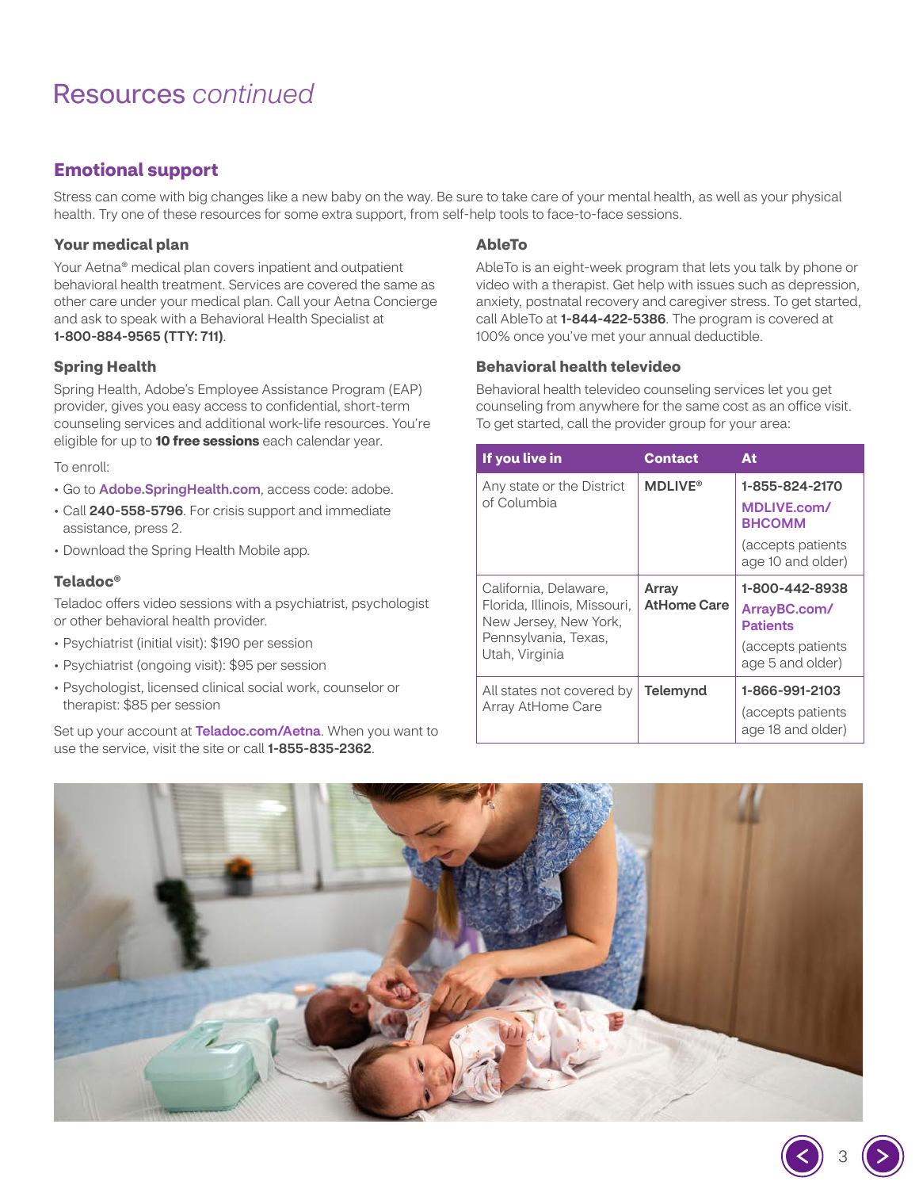# Resources *continued*

## Emotional support

Stress can come with big changes like a new baby on the way. Be sure to take care of your mental health, as well as your physical health. Try one of these resources for some extra support, from self-help tools to face-to-face sessions.

### Your medical plan

Your Aetna® medical plan covers inpatient and outpatient behavioral health treatment. Services are covered the same as other care under your medical plan. Call your Aetna Concierge and ask to speak with a Behavioral Health Specialist at **1-800-884-9565 (TTY: 711)**.

### Spring Health

Spring Health, Adobe's Employee Assistance Program (EAP) provider, gives you easy access to confidential, short-term counseling services and additional work-life resources. You're eligible for up to **10 free sessions** each calendar year.

To enroll:

- Go to **Adobe.SpringHealth.com**, access code: adobe.
- Call **240-558-5796**. For crisis support and immediate assistance, press 2.
- Download the Spring Health Mobile app.

### Teladoc®

Teladoc offers video sessions with a psychiatrist, psychologist or other behavioral health provider.

- Psychiatrist (initial visit): $190 per session
- Psychiatrist (ongoing visit): $95 per session
- Psychologist, licensed clinical social work, counselor or therapist: $85 per session

Set up your account at **Teladoc.com/Aetna**. When you want to use the service, visit the site or call **1-855-835-2362**.

### AbleTo

AbleTo is an eight-week program that lets you talk by phone or video with a therapist. Get help with issues such as depression, anxiety, postnatal recovery and caregiver stress. To get started, call AbleTo at **1-844-422-5386**. The program is covered at 100% once you've met your annual deductible.

### Behavioral health televideo

Behavioral health televideo counseling services let you get counseling from anywhere for the same cost as an office visit. To get started, call the provider group for your area:

| If you live in | Contact | At |
|---|---|---|
| Any state or the District of Columbia | **MDLIVE®** | **1-855-824-2170** **MDLIVE.com/BHCOMM** (accepts patients age 10 and older) |
| California, Delaware, Florida, Illinois, Missouri, New Jersey, New York, Pennsylvania, Texas, Utah, Virginia | **Array AtHome Care** | **1-800-442-8938** **ArrayBC.com/Patients** (accepts patients age 5 and older) |
| All states not covered by Array AtHome Care | **Telemynd** | **1-866-991-2103** (accepts patients age 18 and older) |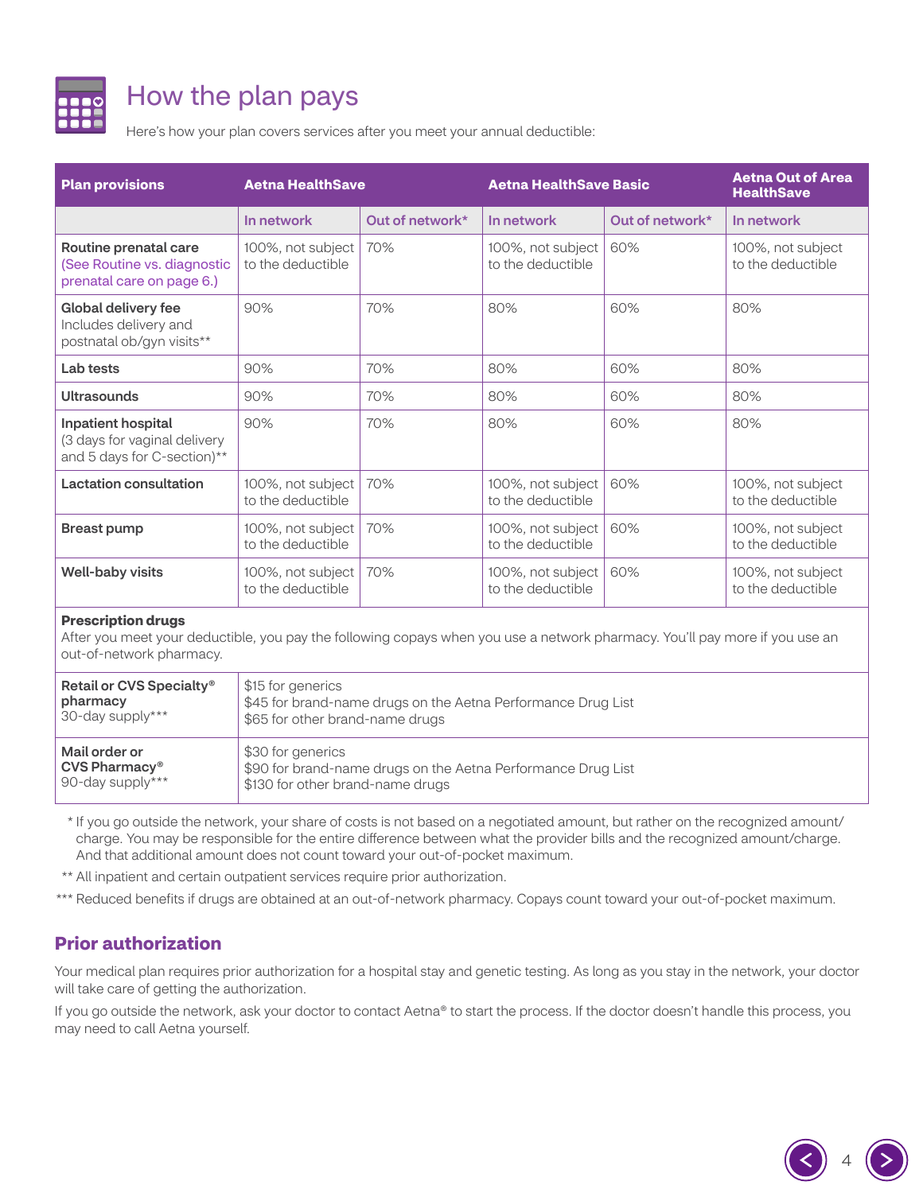# How the plan pays

Here's how your plan covers services after you meet your annual deductible:

| Plan provisions | Aetna HealthSave | | Aetna HealthSave Basic | | Aetna Out of Area HealthSave |
|---|---|---|---|---|---|
| | In network | Out of network* | In network | Out of network* | In network |
| **Routine prenatal care** (See Routine vs. diagnostic prenatal care on page 6.) | 100%, not subject to the deductible | 70% | 100%, not subject to the deductible | 60% | 100%, not subject to the deductible |
| **Global delivery fee** Includes delivery and postnatal ob/gyn visits** | 90% | 70% | 80% | 60% | 80% |
| **Lab tests** | 90% | 70% | 80% | 60% | 80% |
| **Ultrasounds** | 90% | 70% | 80% | 60% | 80% |
| **Inpatient hospital** (3 days for vaginal delivery and 5 days for C-section)** | 90% | 70% | 80% | 60% | 80% |
| **Lactation consultation** | 100%, not subject to the deductible | 70% | 100%, not subject to the deductible | 60% | 100%, not subject to the deductible |
| **Breast pump** | 100%, not subject to the deductible | 70% | 100%, not subject to the deductible | 60% | 100%, not subject to the deductible |
| **Well-baby visits** | 100%, not subject to the deductible | 70% | 100%, not subject to the deductible | 60% | 100%, not subject to the deductible |

**Prescription drugs**
After you meet your deductible, you pay the following copays when you use a network pharmacy. You'll pay more if you use an out-of-network pharmacy.

| | |
|---|---|
| **Retail or CVS Specialty® pharmacy** 30-day supply*** | $15 for generics<br>$45 for brand-name drugs on the Aetna Performance Drug List<br>$65 for other brand-name drugs |
| **Mail order or CVS Pharmacy®** 90-day supply*** | $30 for generics<br>$90 for brand-name drugs on the Aetna Performance Drug List<br>$130 for other brand-name drugs |

\* If you go outside the network, your share of costs is not based on a negotiated amount, but rather on the recognized amount/charge. You may be responsible for the entire difference between what the provider bills and the recognized amount/charge. And that additional amount does not count toward your out-of-pocket maximum.

** All inpatient and certain outpatient services require prior authorization.

*** Reduced benefits if drugs are obtained at an out-of-network pharmacy. Copays count toward your out-of-pocket maximum.

## Prior authorization

Your medical plan requires prior authorization for a hospital stay and genetic testing. As long as you stay in the network, your doctor will take care of getting the authorization.

If you go outside the network, ask your doctor to contact Aetna® to start the process. If the doctor doesn't handle this process, you may need to call Aetna yourself.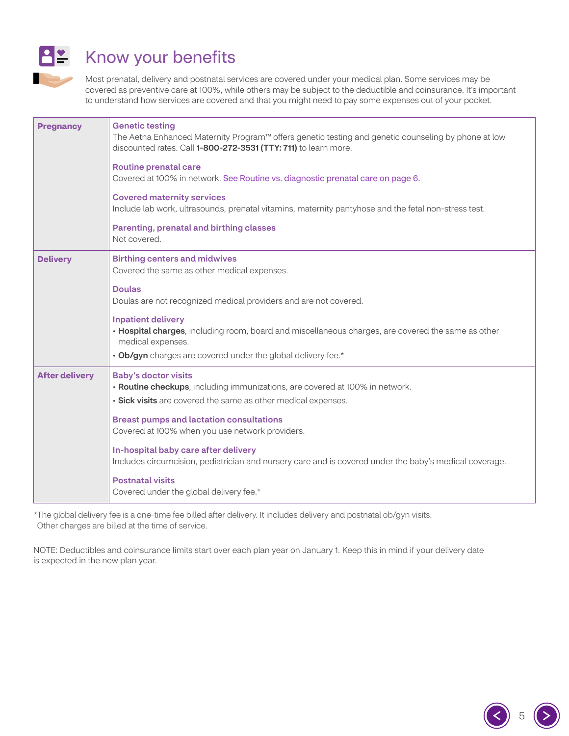# Know your benefits

Most prenatal, delivery and postnatal services are covered under your medical plan. Some services may be covered as preventive care at 100%, while others may be subject to the deductible and coinsurance. It's important to understand how services are covered and that you might need to pay some expenses out of your pocket.

| | |
|---|---|
| **Pregnancy** | **Genetic testing**<br>The Aetna Enhanced Maternity Program™ offers genetic testing and genetic counseling by phone at low discounted rates. Call **1-800-272-3531 (TTY: 711)** to learn more.<br><br>**Routine prenatal care**<br>Covered at 100% in network. See Routine vs. diagnostic prenatal care on page 6.<br><br>**Covered maternity services**<br>Include lab work, ultrasounds, prenatal vitamins, maternity pantyhose and the fetal non-stress test.<br><br>**Parenting, prenatal and birthing classes**<br>Not covered. |
| **Delivery** | **Birthing centers and midwives**<br>Covered the same as other medical expenses.<br><br>**Doulas**<br>Doulas are not recognized medical providers and are not covered.<br><br>**Inpatient delivery**<br>• **Hospital charges**, including room, board and miscellaneous charges, are covered the same as other medical expenses.<br>• **Ob/gyn** charges are covered under the global delivery fee.* |
| **After delivery** | **Baby's doctor visits**<br>• **Routine checkups**, including immunizations, are covered at 100% in network.<br>• **Sick visits** are covered the same as other medical expenses.<br><br>**Breast pumps and lactation consultations**<br>Covered at 100% when you use network providers.<br><br>**In-hospital baby care after delivery**<br>Includes circumcision, pediatrician and nursery care and is covered under the baby's medical coverage.<br><br>**Postnatal visits**<br>Covered under the global delivery fee.* |

*The global delivery fee is a one-time fee billed after delivery. It includes delivery and postnatal ob/gyn visits. Other charges are billed at the time of service.

NOTE: Deductibles and coinsurance limits start over each plan year on January 1. Keep this in mind if your delivery date is expected in the new plan year.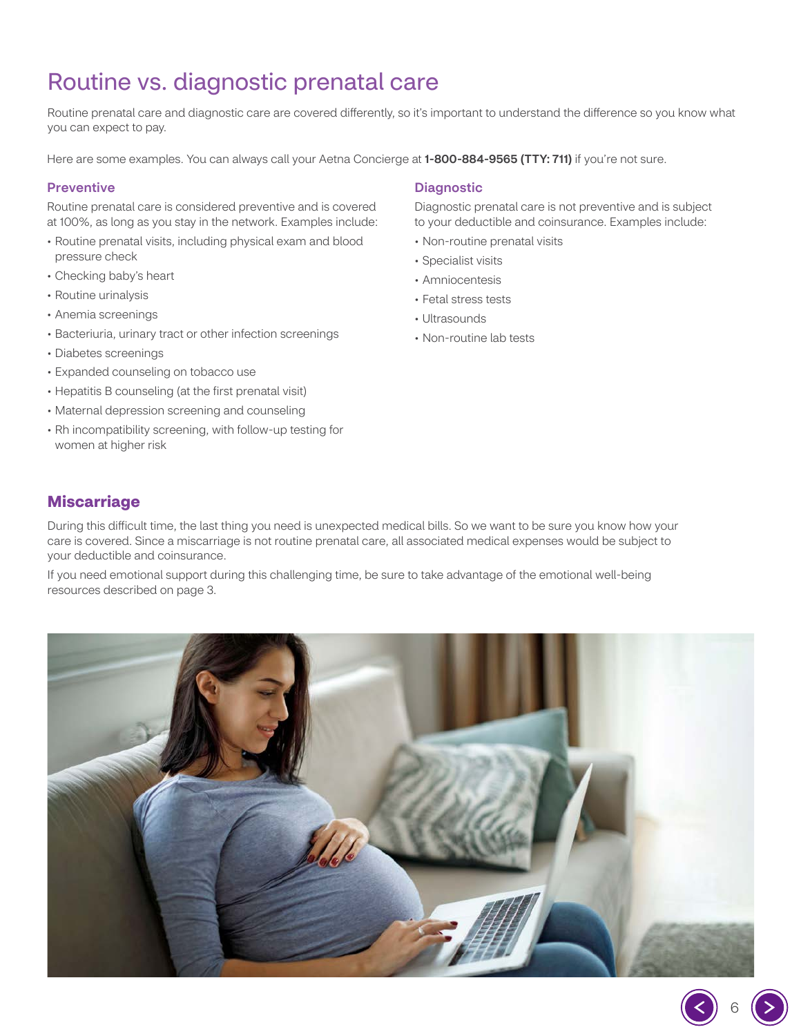# Routine vs. diagnostic prenatal care

Routine prenatal care and diagnostic care are covered differently, so it's important to understand the difference so you know what you can expect to pay.

Here are some examples. You can always call your Aetna Concierge at **1-800-884-9565 (TTY: 711)** if you're not sure.

### Preventive

Routine prenatal care is considered preventive and is covered at 100%, as long as you stay in the network. Examples include:

- Routine prenatal visits, including physical exam and blood pressure check
- Checking baby's heart
- Routine urinalysis
- Anemia screenings
- Bacteriuria, urinary tract or other infection screenings
- Diabetes screenings
- Expanded counseling on tobacco use
- Hepatitis B counseling (at the first prenatal visit)
- Maternal depression screening and counseling
- Rh incompatibility screening, with follow-up testing for women at higher risk

### Diagnostic

Diagnostic prenatal care is not preventive and is subject to your deductible and coinsurance. Examples include:

- Non-routine prenatal visits
- Specialist visits
- Amniocentesis
- Fetal stress tests
- Ultrasounds
- Non-routine lab tests

## Miscarriage

During this difficult time, the last thing you need is unexpected medical bills. So we want to be sure you know how your care is covered. Since a miscarriage is not routine prenatal care, all associated medical expenses would be subject to your deductible and coinsurance.

If you need emotional support during this challenging time, be sure to take advantage of the emotional well-being resources described on page 3.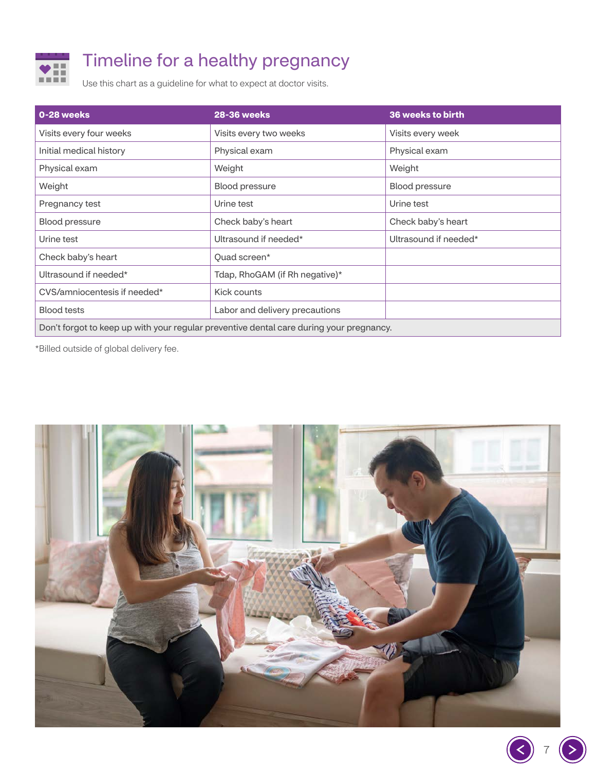# Timeline for a healthy pregnancy

Use this chart as a guideline for what to expect at doctor visits.

| 0-28 weeks | 28-36 weeks | 36 weeks to birth |
|---|---|---|
| Visits every four weeks | Visits every two weeks | Visits every week |
| Initial medical history | Physical exam | Physical exam |
| Physical exam | Weight | Weight |
| Weight | Blood pressure | Blood pressure |
| Pregnancy test | Urine test | Urine test |
| Blood pressure | Check baby's heart | Check baby's heart |
| Urine test | Ultrasound if needed* | Ultrasound if needed* |
| Check baby's heart | Quad screen* | |
| Ultrasound if needed* | Tdap, RhoGAM (if Rh negative)* | |
| CVS/amniocentesis if needed* | Kick counts | |
| Blood tests | Labor and delivery precautions | |
| Don't forgot to keep up with your regular preventive dental care during your pregnancy. | | |

*Billed outside of global delivery fee.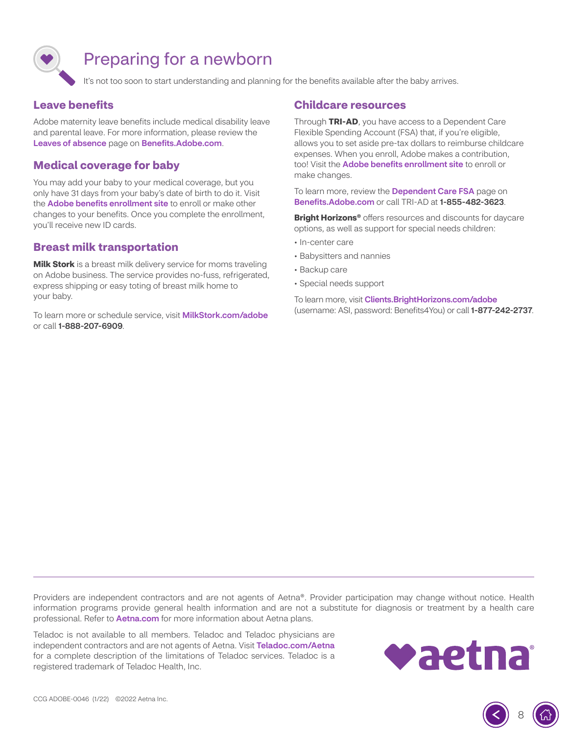# Preparing for a newborn

It's not too soon to start understanding and planning for the benefits available after the baby arrives.

## Leave benefits

Adobe maternity leave benefits include medical disability leave and parental leave. For more information, please review the **Leaves of absence** page on **Benefits.Adobe.com**.

## Medical coverage for baby

You may add your baby to your medical coverage, but you only have 31 days from your baby's date of birth to do it. Visit the **Adobe benefits enrollment site** to enroll or make other changes to your benefits. Once you complete the enrollment, you'll receive new ID cards.

## Breast milk transportation

**Milk Stork** is a breast milk delivery service for moms traveling on Adobe business. The service provides no-fuss, refrigerated, express shipping or easy toting of breast milk home to your baby.

To learn more or schedule service, visit **MilkStork.com/adobe** or call **1-888-207-6909**.

## Childcare resources

Through **TRI-AD**, you have access to a Dependent Care Flexible Spending Account (FSA) that, if you're eligible, allows you to set aside pre-tax dollars to reimburse childcare expenses. When you enroll, Adobe makes a contribution, too! Visit the **Adobe benefits enrollment site** to enroll or make changes.

To learn more, review the **Dependent Care FSA** page on **Benefits.Adobe.com** or call TRI-AD at **1-855-482-3623**.

**Bright Horizons®** offers resources and discounts for daycare options, as well as support for special needs children:

- In-center care
- Babysitters and nannies
- Backup care
- Special needs support

To learn more, visit **Clients.BrightHorizons.com/adobe** (username: ASI, password: Benefits4You) or call **1-877-242-2737**.

---

Providers are independent contractors and are not agents of Aetna®. Provider participation may change without notice. Health information programs provide general health information and are not a substitute for diagnosis or treatment by a health care professional. Refer to **Aetna.com** for more information about Aetna plans.

Teladoc is not available to all members. Teladoc and Teladoc physicians are independent contractors and are not agents of Aetna. Visit **Teladoc.com/Aetna** for a complete description of the limitations of Teladoc services. Teladoc is a registered trademark of Teladoc Health, Inc.

aetna®

CCG ADOBE-0046 (1/22) ©2022 Aetna Inc.